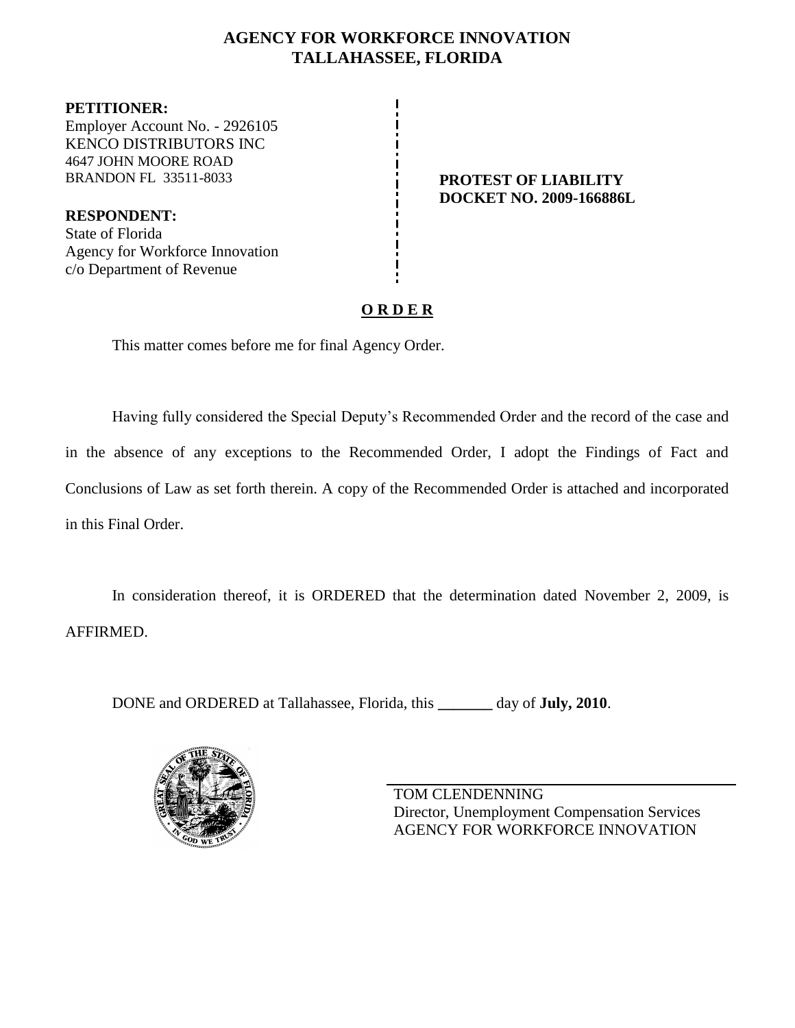# AGENCY FOR WORKFORCE INNOVATION
## TALLAHASSEE, FLORIDA

**PETITIONER:**
Employer Account No. - 2926105
KENCO DISTRIBUTORS INC
4647 JOHN MOORE ROAD
BRANDON FL 33511-8033

**RESPONDENT:**
State of Florida
Agency for Workforce Innovation
c/o Department of Revenue

**PROTEST OF LIABILITY**
**DOCKET NO. 2009-166886L**

## O R D E R

This matter comes before me for final Agency Order.

Having fully considered the Special Deputy's Recommended Order and the record of the case and in the absence of any exceptions to the Recommended Order, I adopt the Findings of Fact and Conclusions of Law as set forth therein. A copy of the Recommended Order is attached and incorporated in this Final Order.

In consideration thereof, it is ORDERED that the determination dated November 2, 2009, is AFFIRMED.

DONE and ORDERED at Tallahassee, Florida, this _______ day of **July, 2010**.

TOM CLENDENNING
Director, Unemployment Compensation Services
AGENCY FOR WORKFORCE INNOVATION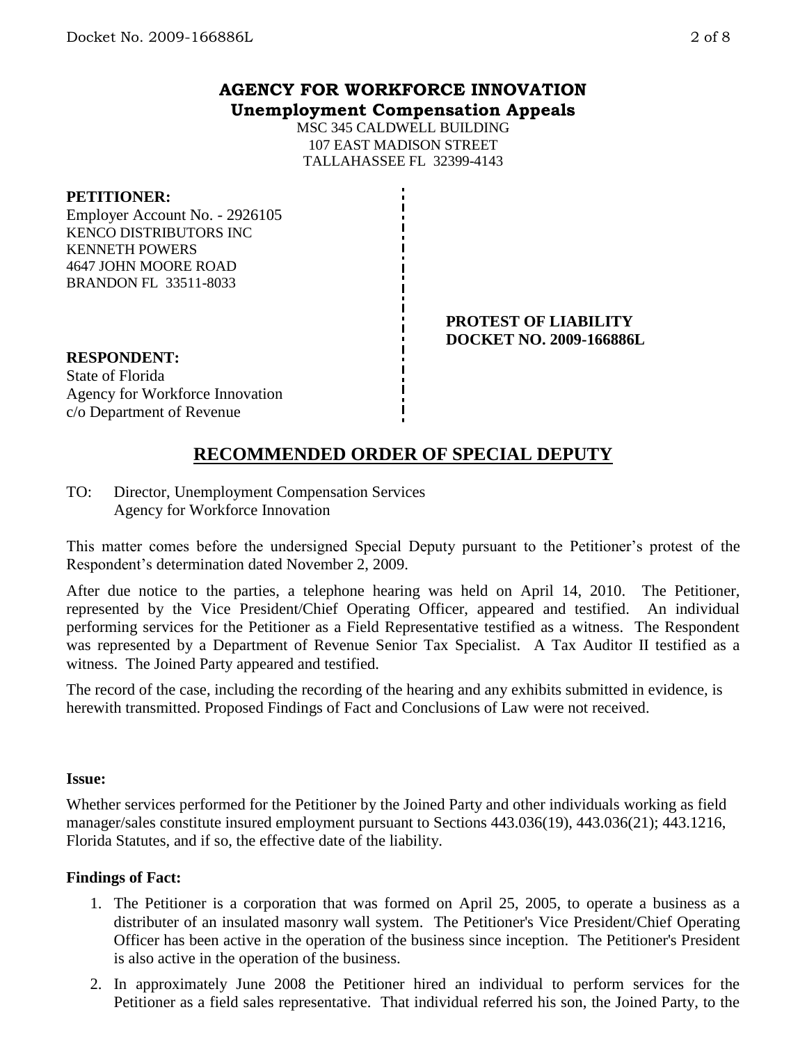## AGENCY FOR WORKFORCE INNOVATION
**Unemployment Compensation Appeals**

MSC 345 CALDWELL BUILDING
107 EAST MADISON STREET
TALLAHASSEE FL 32399-4143

**PETITIONER:**
Employer Account No. - 2926105
KENCO DISTRIBUTORS INC
KENNETH POWERS
4647 JOHN MOORE ROAD
BRANDON FL 33511-8033

**PROTEST OF LIABILITY**
**DOCKET NO. 2009-166886L**

**RESPONDENT:**
State of Florida
Agency for Workforce Innovation
c/o Department of Revenue

## RECOMMENDED ORDER OF SPECIAL DEPUTY

TO: Director, Unemployment Compensation Services
Agency for Workforce Innovation

This matter comes before the undersigned Special Deputy pursuant to the Petitioner's protest of the Respondent's determination dated November 2, 2009.

After due notice to the parties, a telephone hearing was held on April 14, 2010. The Petitioner, represented by the Vice President/Chief Operating Officer, appeared and testified. An individual performing services for the Petitioner as a Field Representative testified as a witness. The Respondent was represented by a Department of Revenue Senior Tax Specialist. A Tax Auditor II testified as a witness. The Joined Party appeared and testified.

The record of the case, including the recording of the hearing and any exhibits submitted in evidence, is herewith transmitted. Proposed Findings of Fact and Conclusions of Law were not received.

**Issue:**

Whether services performed for the Petitioner by the Joined Party and other individuals working as field manager/sales constitute insured employment pursuant to Sections 443.036(19), 443.036(21); 443.1216, Florida Statutes, and if so, the effective date of the liability.

**Findings of Fact:**

1. The Petitioner is a corporation that was formed on April 25, 2005, to operate a business as a distributer of an insulated masonry wall system. The Petitioner's Vice President/Chief Operating Officer has been active in the operation of the business since inception. The Petitioner's President is also active in the operation of the business.
2. In approximately June 2008 the Petitioner hired an individual to perform services for the Petitioner as a field sales representative. That individual referred his son, the Joined Party, to the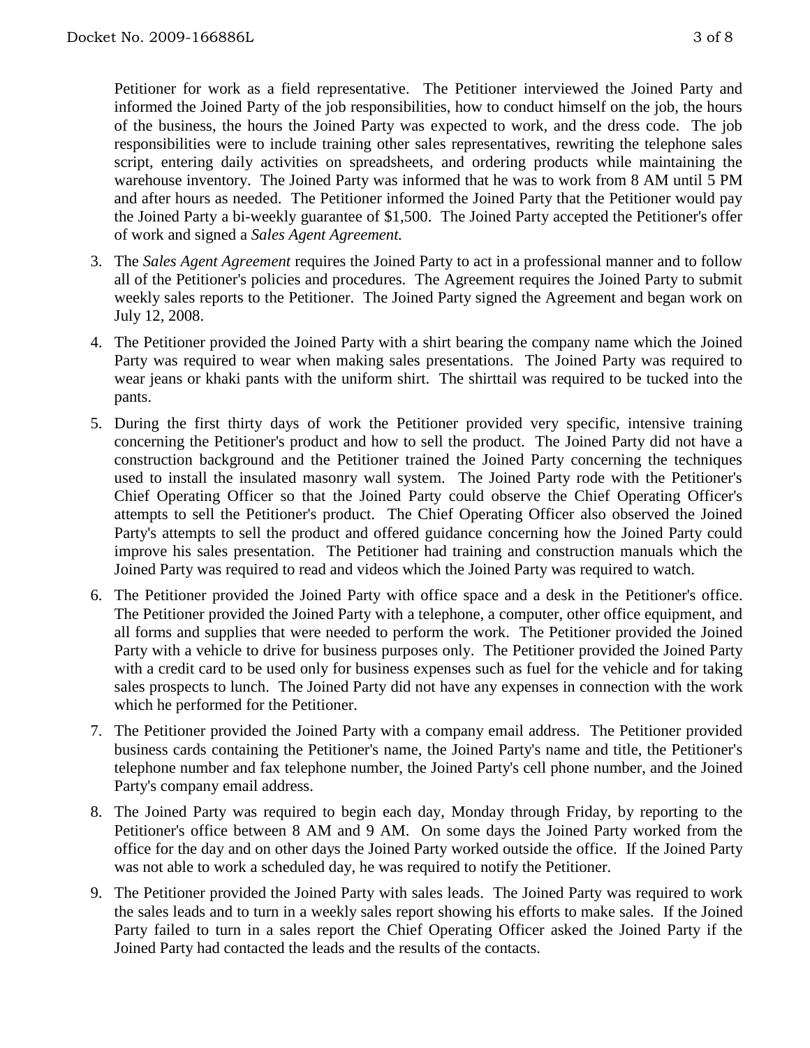Petitioner for work as a field representative. The Petitioner interviewed the Joined Party and informed the Joined Party of the job responsibilities, how to conduct himself on the job, the hours of the business, the hours the Joined Party was expected to work, and the dress code. The job responsibilities were to include training other sales representatives, rewriting the telephone sales script, entering daily activities on spreadsheets, and ordering products while maintaining the warehouse inventory. The Joined Party was informed that he was to work from 8 AM until 5 PM and after hours as needed. The Petitioner informed the Joined Party that the Petitioner would pay the Joined Party a bi-weekly guarantee of $1,500. The Joined Party accepted the Petitioner's offer of work and signed a *Sales Agent Agreement.*

3. The *Sales Agent Agreement* requires the Joined Party to act in a professional manner and to follow all of the Petitioner's policies and procedures. The Agreement requires the Joined Party to submit weekly sales reports to the Petitioner. The Joined Party signed the Agreement and began work on July 12, 2008.

4. The Petitioner provided the Joined Party with a shirt bearing the company name which the Joined Party was required to wear when making sales presentations. The Joined Party was required to wear jeans or khaki pants with the uniform shirt. The shirttail was required to be tucked into the pants.

5. During the first thirty days of work the Petitioner provided very specific, intensive training concerning the Petitioner's product and how to sell the product. The Joined Party did not have a construction background and the Petitioner trained the Joined Party concerning the techniques used to install the insulated masonry wall system. The Joined Party rode with the Petitioner's Chief Operating Officer so that the Joined Party could observe the Chief Operating Officer's attempts to sell the Petitioner's product. The Chief Operating Officer also observed the Joined Party's attempts to sell the product and offered guidance concerning how the Joined Party could improve his sales presentation. The Petitioner had training and construction manuals which the Joined Party was required to read and videos which the Joined Party was required to watch.

6. The Petitioner provided the Joined Party with office space and a desk in the Petitioner's office. The Petitioner provided the Joined Party with a telephone, a computer, other office equipment, and all forms and supplies that were needed to perform the work. The Petitioner provided the Joined Party with a vehicle to drive for business purposes only. The Petitioner provided the Joined Party with a credit card to be used only for business expenses such as fuel for the vehicle and for taking sales prospects to lunch. The Joined Party did not have any expenses in connection with the work which he performed for the Petitioner.

7. The Petitioner provided the Joined Party with a company email address. The Petitioner provided business cards containing the Petitioner's name, the Joined Party's name and title, the Petitioner's telephone number and fax telephone number, the Joined Party's cell phone number, and the Joined Party's company email address.

8. The Joined Party was required to begin each day, Monday through Friday, by reporting to the Petitioner's office between 8 AM and 9 AM. On some days the Joined Party worked from the office for the day and on other days the Joined Party worked outside the office. If the Joined Party was not able to work a scheduled day, he was required to notify the Petitioner.

9. The Petitioner provided the Joined Party with sales leads. The Joined Party was required to work the sales leads and to turn in a weekly sales report showing his efforts to make sales. If the Joined Party failed to turn in a sales report the Chief Operating Officer asked the Joined Party if the Joined Party had contacted the leads and the results of the contacts.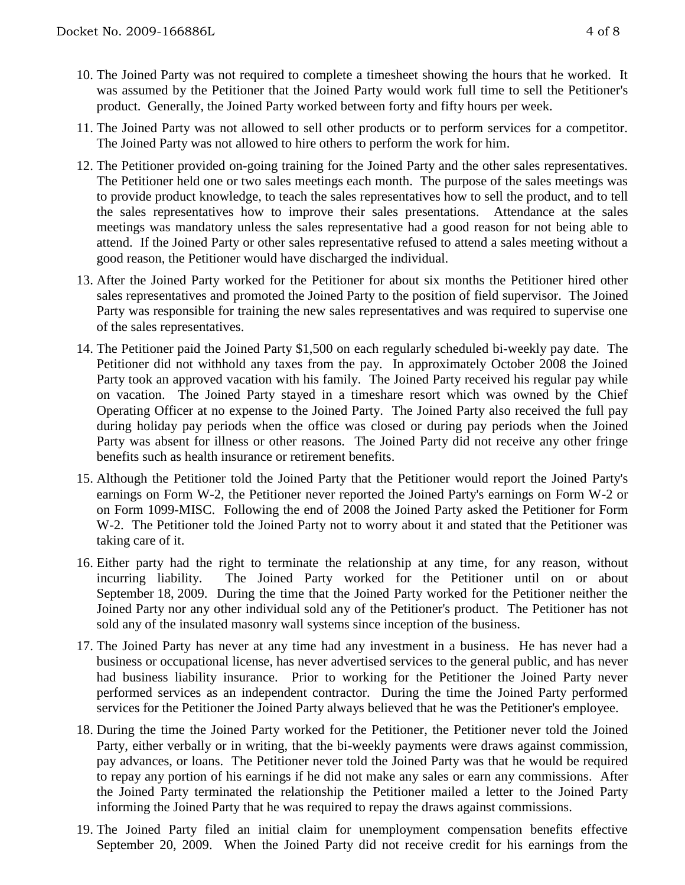10. The Joined Party was not required to complete a timesheet showing the hours that he worked. It was assumed by the Petitioner that the Joined Party would work full time to sell the Petitioner's product. Generally, the Joined Party worked between forty and fifty hours per week.

11. The Joined Party was not allowed to sell other products or to perform services for a competitor. The Joined Party was not allowed to hire others to perform the work for him.

12. The Petitioner provided on-going training for the Joined Party and the other sales representatives. The Petitioner held one or two sales meetings each month. The purpose of the sales meetings was to provide product knowledge, to teach the sales representatives how to sell the product, and to tell the sales representatives how to improve their sales presentations. Attendance at the sales meetings was mandatory unless the sales representative had a good reason for not being able to attend. If the Joined Party or other sales representative refused to attend a sales meeting without a good reason, the Petitioner would have discharged the individual.

13. After the Joined Party worked for the Petitioner for about six months the Petitioner hired other sales representatives and promoted the Joined Party to the position of field supervisor. The Joined Party was responsible for training the new sales representatives and was required to supervise one of the sales representatives.

14. The Petitioner paid the Joined Party $1,500 on each regularly scheduled bi-weekly pay date. The Petitioner did not withhold any taxes from the pay. In approximately October 2008 the Joined Party took an approved vacation with his family. The Joined Party received his regular pay while on vacation. The Joined Party stayed in a timeshare resort which was owned by the Chief Operating Officer at no expense to the Joined Party. The Joined Party also received the full pay during holiday pay periods when the office was closed or during pay periods when the Joined Party was absent for illness or other reasons. The Joined Party did not receive any other fringe benefits such as health insurance or retirement benefits.

15. Although the Petitioner told the Joined Party that the Petitioner would report the Joined Party's earnings on Form W-2, the Petitioner never reported the Joined Party's earnings on Form W-2 or on Form 1099-MISC. Following the end of 2008 the Joined Party asked the Petitioner for Form W-2. The Petitioner told the Joined Party not to worry about it and stated that the Petitioner was taking care of it.

16. Either party had the right to terminate the relationship at any time, for any reason, without incurring liability. The Joined Party worked for the Petitioner until on or about September 18, 2009. During the time that the Joined Party worked for the Petitioner neither the Joined Party nor any other individual sold any of the Petitioner's product. The Petitioner has not sold any of the insulated masonry wall systems since inception of the business.

17. The Joined Party has never at any time had any investment in a business. He has never had a business or occupational license, has never advertised services to the general public, and has never had business liability insurance. Prior to working for the Petitioner the Joined Party never performed services as an independent contractor. During the time the Joined Party performed services for the Petitioner the Joined Party always believed that he was the Petitioner's employee.

18. During the time the Joined Party worked for the Petitioner, the Petitioner never told the Joined Party, either verbally or in writing, that the bi-weekly payments were draws against commission, pay advances, or loans. The Petitioner never told the Joined Party was that he would be required to repay any portion of his earnings if he did not make any sales or earn any commissions. After the Joined Party terminated the relationship the Petitioner mailed a letter to the Joined Party informing the Joined Party that he was required to repay the draws against commissions.

19. The Joined Party filed an initial claim for unemployment compensation benefits effective September 20, 2009. When the Joined Party did not receive credit for his earnings from the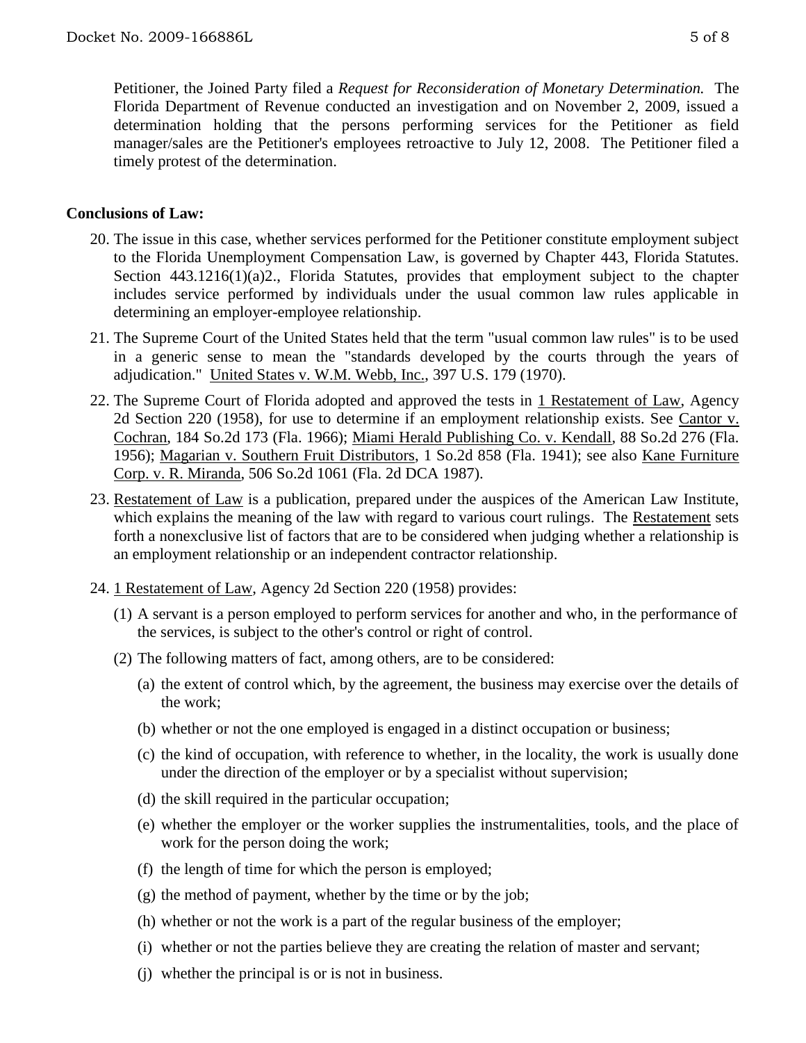Petitioner, the Joined Party filed a *Request for Reconsideration of Monetary Determination.* The Florida Department of Revenue conducted an investigation and on November 2, 2009, issued a determination holding that the persons performing services for the Petitioner as field manager/sales are the Petitioner's employees retroactive to July 12, 2008. The Petitioner filed a timely protest of the determination.

**Conclusions of Law:**

20. The issue in this case, whether services performed for the Petitioner constitute employment subject to the Florida Unemployment Compensation Law, is governed by Chapter 443, Florida Statutes. Section 443.1216(1)(a)2., Florida Statutes, provides that employment subject to the chapter includes service performed by individuals under the usual common law rules applicable in determining an employer-employee relationship.

21. The Supreme Court of the United States held that the term "usual common law rules" is to be used in a generic sense to mean the "standards developed by the courts through the years of adjudication." United States v. W.M. Webb, Inc., 397 U.S. 179 (1970).

22. The Supreme Court of Florida adopted and approved the tests in 1 Restatement of Law, Agency 2d Section 220 (1958), for use to determine if an employment relationship exists. See Cantor v. Cochran, 184 So.2d 173 (Fla. 1966); Miami Herald Publishing Co. v. Kendall, 88 So.2d 276 (Fla. 1956); Magarian v. Southern Fruit Distributors, 1 So.2d 858 (Fla. 1941); see also Kane Furniture Corp. v. R. Miranda, 506 So.2d 1061 (Fla. 2d DCA 1987).

23. Restatement of Law is a publication, prepared under the auspices of the American Law Institute, which explains the meaning of the law with regard to various court rulings. The Restatement sets forth a nonexclusive list of factors that are to be considered when judging whether a relationship is an employment relationship or an independent contractor relationship.

24. 1 Restatement of Law, Agency 2d Section 220 (1958) provides:

    (1) A servant is a person employed to perform services for another and who, in the performance of the services, is subject to the other's control or right of control.

    (2) The following matters of fact, among others, are to be considered:

    (a) the extent of control which, by the agreement, the business may exercise over the details of the work;

    (b) whether or not the one employed is engaged in a distinct occupation or business;

    (c) the kind of occupation, with reference to whether, in the locality, the work is usually done under the direction of the employer or by a specialist without supervision;

    (d) the skill required in the particular occupation;

    (e) whether the employer or the worker supplies the instrumentalities, tools, and the place of work for the person doing the work;

    (f) the length of time for which the person is employed;

    (g) the method of payment, whether by the time or by the job;

    (h) whether or not the work is a part of the regular business of the employer;

    (i) whether or not the parties believe they are creating the relation of master and servant;

    (j) whether the principal is or is not in business.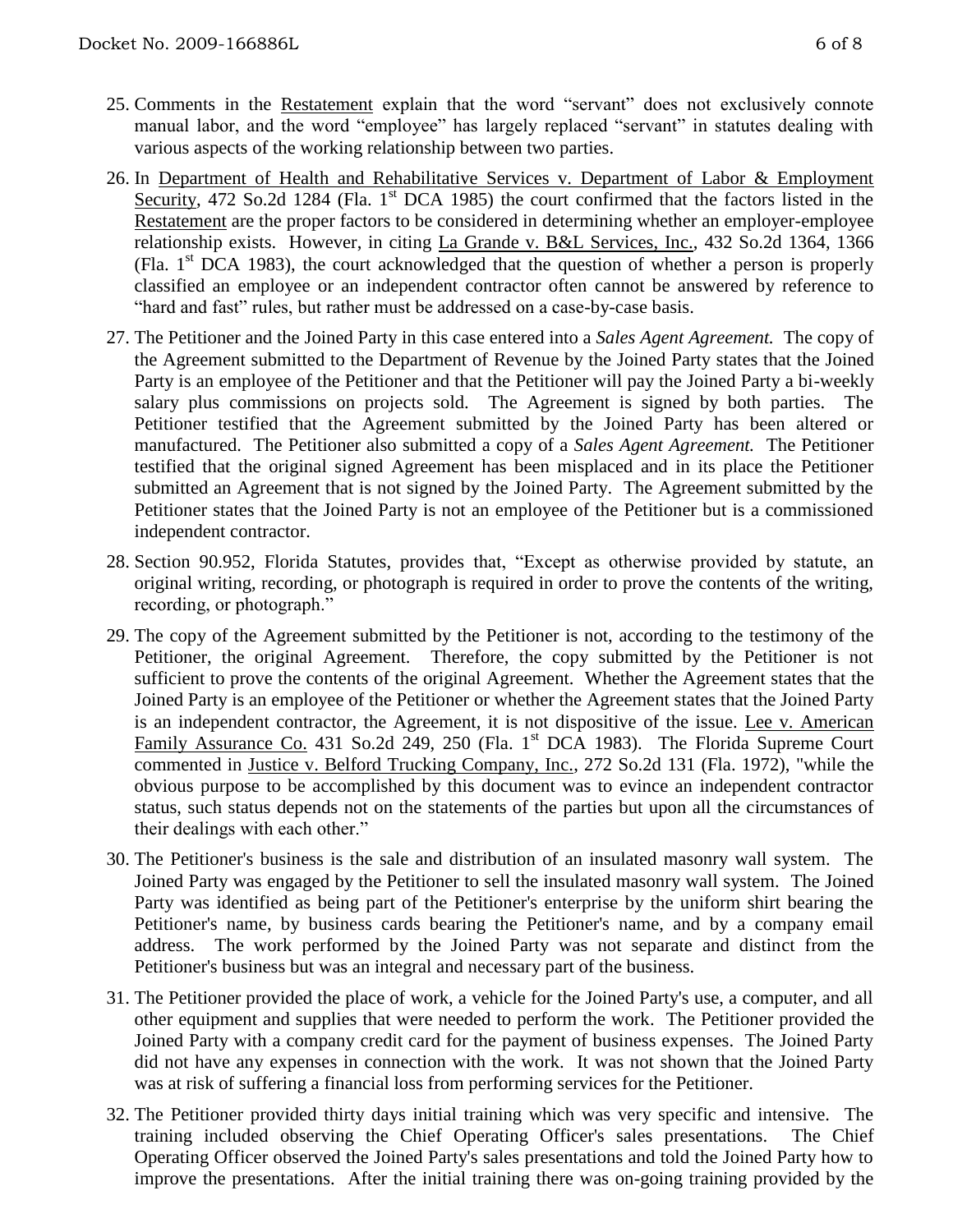25. Comments in the Restatement explain that the word "servant" does not exclusively connote manual labor, and the word "employee" has largely replaced "servant" in statutes dealing with various aspects of the working relationship between two parties.

26. In Department of Health and Rehabilitative Services v. Department of Labor & Employment Security, 472 So.2d 1284 (Fla. 1st DCA 1985) the court confirmed that the factors listed in the Restatement are the proper factors to be considered in determining whether an employer-employee relationship exists. However, in citing La Grande v. B&L Services, Inc., 432 So.2d 1364, 1366 (Fla. 1st DCA 1983), the court acknowledged that the question of whether a person is properly classified an employee or an independent contractor often cannot be answered by reference to "hard and fast" rules, but rather must be addressed on a case-by-case basis.

27. The Petitioner and the Joined Party in this case entered into a *Sales Agent Agreement.* The copy of the Agreement submitted to the Department of Revenue by the Joined Party states that the Joined Party is an employee of the Petitioner and that the Petitioner will pay the Joined Party a bi-weekly salary plus commissions on projects sold. The Agreement is signed by both parties. The Petitioner testified that the Agreement submitted by the Joined Party has been altered or manufactured. The Petitioner also submitted a copy of a *Sales Agent Agreement.* The Petitioner testified that the original signed Agreement has been misplaced and in its place the Petitioner submitted an Agreement that is not signed by the Joined Party. The Agreement submitted by the Petitioner states that the Joined Party is not an employee of the Petitioner but is a commissioned independent contractor.

28. Section 90.952, Florida Statutes, provides that, "Except as otherwise provided by statute, an original writing, recording, or photograph is required in order to prove the contents of the writing, recording, or photograph."

29. The copy of the Agreement submitted by the Petitioner is not, according to the testimony of the Petitioner, the original Agreement. Therefore, the copy submitted by the Petitioner is not sufficient to prove the contents of the original Agreement. Whether the Agreement states that the Joined Party is an employee of the Petitioner or whether the Agreement states that the Joined Party is an independent contractor, the Agreement, it is not dispositive of the issue. Lee v. American Family Assurance Co. 431 So.2d 249, 250 (Fla. 1st DCA 1983). The Florida Supreme Court commented in Justice v. Belford Trucking Company, Inc., 272 So.2d 131 (Fla. 1972), "while the obvious purpose to be accomplished by this document was to evince an independent contractor status, such status depends not on the statements of the parties but upon all the circumstances of their dealings with each other."

30. The Petitioner's business is the sale and distribution of an insulated masonry wall system. The Joined Party was engaged by the Petitioner to sell the insulated masonry wall system. The Joined Party was identified as being part of the Petitioner's enterprise by the uniform shirt bearing the Petitioner's name, by business cards bearing the Petitioner's name, and by a company email address. The work performed by the Joined Party was not separate and distinct from the Petitioner's business but was an integral and necessary part of the business.

31. The Petitioner provided the place of work, a vehicle for the Joined Party's use, a computer, and all other equipment and supplies that were needed to perform the work. The Petitioner provided the Joined Party with a company credit card for the payment of business expenses. The Joined Party did not have any expenses in connection with the work. It was not shown that the Joined Party was at risk of suffering a financial loss from performing services for the Petitioner.

32. The Petitioner provided thirty days initial training which was very specific and intensive. The training included observing the Chief Operating Officer's sales presentations. The Chief Operating Officer observed the Joined Party's sales presentations and told the Joined Party how to improve the presentations. After the initial training there was on-going training provided by the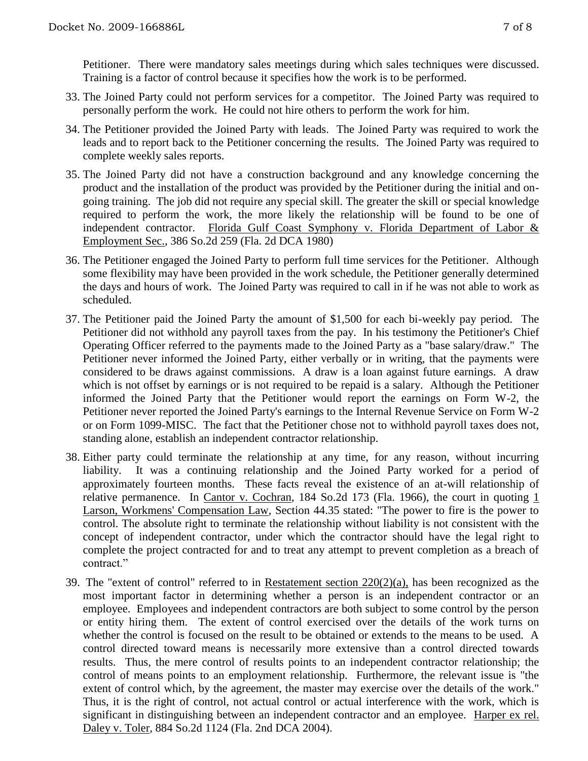Petitioner. There were mandatory sales meetings during which sales techniques were discussed. Training is a factor of control because it specifies how the work is to be performed.

33. The Joined Party could not perform services for a competitor. The Joined Party was required to personally perform the work. He could not hire others to perform the work for him.

34. The Petitioner provided the Joined Party with leads. The Joined Party was required to work the leads and to report back to the Petitioner concerning the results. The Joined Party was required to complete weekly sales reports.

35. The Joined Party did not have a construction background and any knowledge concerning the product and the installation of the product was provided by the Petitioner during the initial and on-going training. The job did not require any special skill. The greater the skill or special knowledge required to perform the work, the more likely the relationship will be found to be one of independent contractor. Florida Gulf Coast Symphony v. Florida Department of Labor & Employment Sec., 386 So.2d 259 (Fla. 2d DCA 1980)

36. The Petitioner engaged the Joined Party to perform full time services for the Petitioner. Although some flexibility may have been provided in the work schedule, the Petitioner generally determined the days and hours of work. The Joined Party was required to call in if he was not able to work as scheduled.

37. The Petitioner paid the Joined Party the amount of $1,500 for each bi-weekly pay period. The Petitioner did not withhold any payroll taxes from the pay. In his testimony the Petitioner's Chief Operating Officer referred to the payments made to the Joined Party as a "base salary/draw." The Petitioner never informed the Joined Party, either verbally or in writing, that the payments were considered to be draws against commissions. A draw is a loan against future earnings. A draw which is not offset by earnings or is not required to be repaid is a salary. Although the Petitioner informed the Joined Party that the Petitioner would report the earnings on Form W-2, the Petitioner never reported the Joined Party's earnings to the Internal Revenue Service on Form W-2 or on Form 1099-MISC. The fact that the Petitioner chose not to withhold payroll taxes does not, standing alone, establish an independent contractor relationship.

38. Either party could terminate the relationship at any time, for any reason, without incurring liability. It was a continuing relationship and the Joined Party worked for a period of approximately fourteen months. These facts reveal the existence of an at-will relationship of relative permanence. In Cantor v. Cochran, 184 So.2d 173 (Fla. 1966), the court in quoting 1 Larson, Workmens' Compensation Law, Section 44.35 stated: "The power to fire is the power to control. The absolute right to terminate the relationship without liability is not consistent with the concept of independent contractor, under which the contractor should have the legal right to complete the project contracted for and to treat any attempt to prevent completion as a breach of contract."

39. The "extent of control" referred to in Restatement section 220(2)(a), has been recognized as the most important factor in determining whether a person is an independent contractor or an employee. Employees and independent contractors are both subject to some control by the person or entity hiring them. The extent of control exercised over the details of the work turns on whether the control is focused on the result to be obtained or extends to the means to be used. A control directed toward means is necessarily more extensive than a control directed towards results. Thus, the mere control of results points to an independent contractor relationship; the control of means points to an employment relationship. Furthermore, the relevant issue is "the extent of control which, by the agreement, the master may exercise over the details of the work." Thus, it is the right of control, not actual control or actual interference with the work, which is significant in distinguishing between an independent contractor and an employee. Harper ex rel. Daley v. Toler, 884 So.2d 1124 (Fla. 2nd DCA 2004).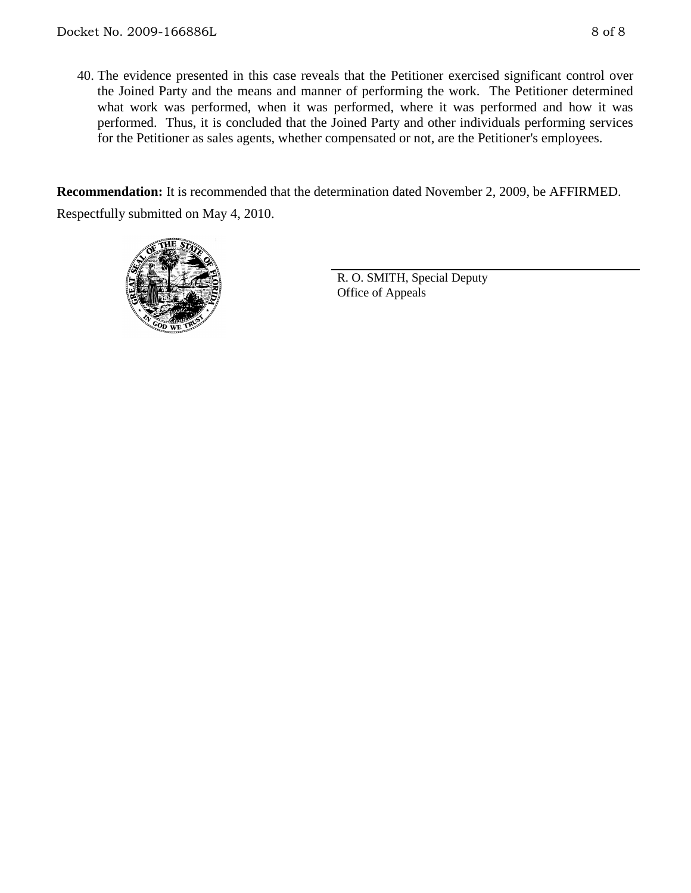40. The evidence presented in this case reveals that the Petitioner exercised significant control over the Joined Party and the means and manner of performing the work. The Petitioner determined what work was performed, when it was performed, where it was performed and how it was performed. Thus, it is concluded that the Joined Party and other individuals performing services for the Petitioner as sales agents, whether compensated or not, are the Petitioner's employees.

**Recommendation:** It is recommended that the determination dated November 2, 2009, be AFFIRMED.

Respectfully submitted on May 4, 2010.

R. O. SMITH, Special Deputy
Office of Appeals